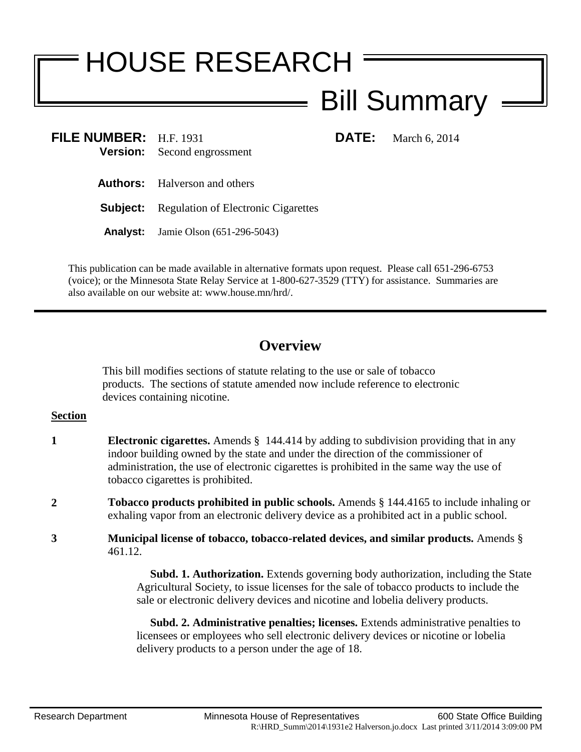# HOUSE RESEARCH

## Bill Summary

**FILE NUMBER:** H.F. 1931 **DATE:** March 6, 2014
**Version:** Second engrossment

**Authors:** Halverson and others

**Subject:** Regulation of Electronic Cigarettes

**Analyst:** Jamie Olson (651-296-5043)

This publication can be made available in alternative formats upon request. Please call 651-296-6753 (voice); or the Minnesota State Relay Service at 1-800-627-3529 (TTY) for assistance. Summaries are also available on our website at: www.house.mn/hrd/.

---

## Overview

This bill modifies sections of statute relating to the use or sale of tobacco products. The sections of statute amended now include reference to electronic devices containing nicotine.

**Section**

**1** **Electronic cigarettes.** Amends § 144.414 by adding to subdivision providing that in any indoor building owned by the state and under the direction of the commissioner of administration, the use of electronic cigarettes is prohibited in the same way the use of tobacco cigarettes is prohibited.

**2** **Tobacco products prohibited in public schools.** Amends § 144.4165 to include inhaling or exhaling vapor from an electronic delivery device as a prohibited act in a public school.

**3** **Municipal license of tobacco, tobacco-related devices, and similar products.** Amends § 461.12.

**Subd. 1. Authorization.** Extends governing body authorization, including the State Agricultural Society, to issue licenses for the sale of tobacco products to include the sale or electronic delivery devices and nicotine and lobelia delivery products.

**Subd. 2. Administrative penalties; licenses.** Extends administrative penalties to licensees or employees who sell electronic delivery devices or nicotine or lobelia delivery products to a person under the age of 18.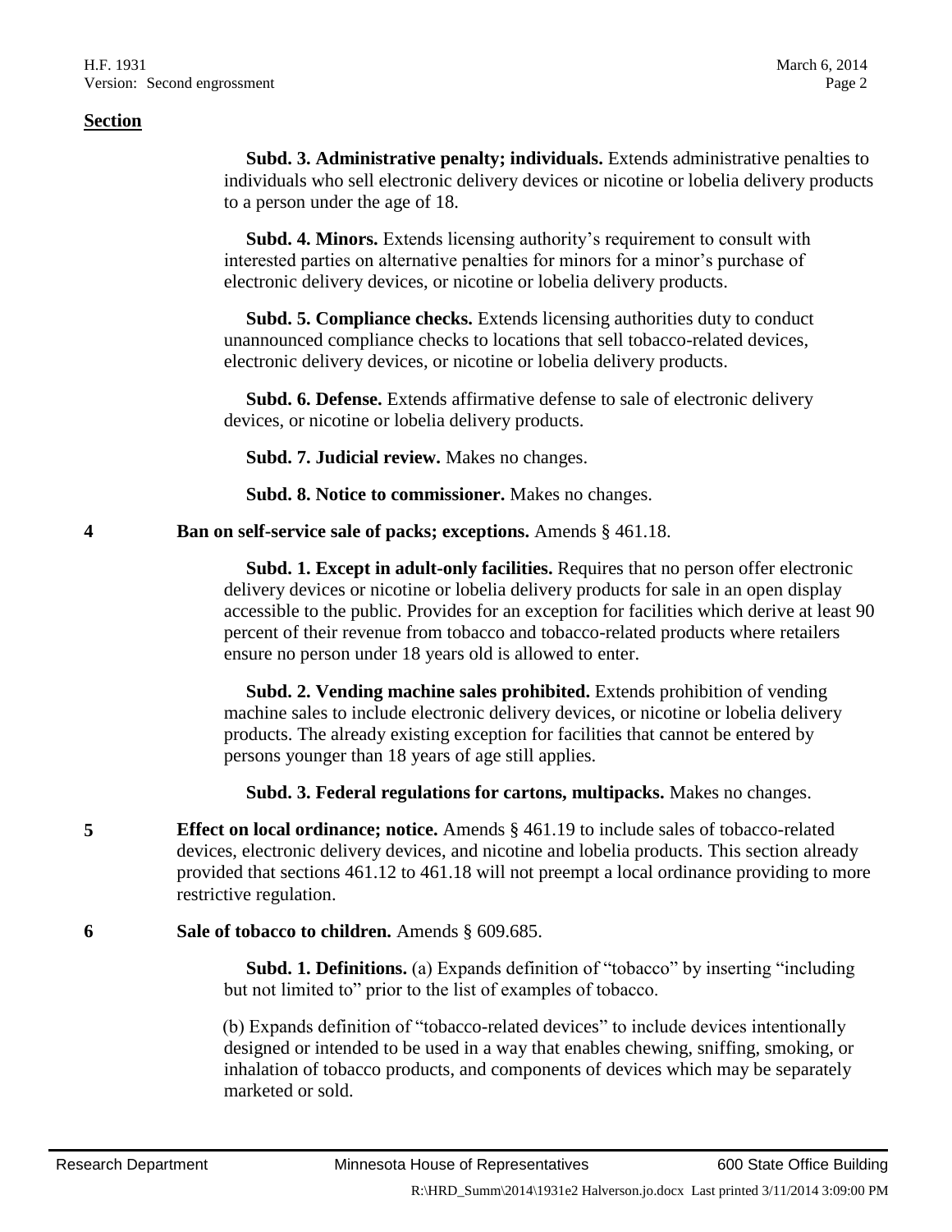**Section**

**Subd. 3. Administrative penalty; individuals.** Extends administrative penalties to individuals who sell electronic delivery devices or nicotine or lobelia delivery products to a person under the age of 18.

**Subd. 4. Minors.** Extends licensing authority's requirement to consult with interested parties on alternative penalties for minors for a minor's purchase of electronic delivery devices, or nicotine or lobelia delivery products.

**Subd. 5. Compliance checks.** Extends licensing authorities duty to conduct unannounced compliance checks to locations that sell tobacco-related devices, electronic delivery devices, or nicotine or lobelia delivery products.

**Subd. 6. Defense.** Extends affirmative defense to sale of electronic delivery devices, or nicotine or lobelia delivery products.

**Subd. 7. Judicial review.** Makes no changes.

**Subd. 8. Notice to commissioner.** Makes no changes.

**4** **Ban on self-service sale of packs; exceptions.** Amends § 461.18.

**Subd. 1. Except in adult-only facilities.** Requires that no person offer electronic delivery devices or nicotine or lobelia delivery products for sale in an open display accessible to the public. Provides for an exception for facilities which derive at least 90 percent of their revenue from tobacco and tobacco-related products where retailers ensure no person under 18 years old is allowed to enter.

**Subd. 2. Vending machine sales prohibited.** Extends prohibition of vending machine sales to include electronic delivery devices, or nicotine or lobelia delivery products. The already existing exception for facilities that cannot be entered by persons younger than 18 years of age still applies.

**Subd. 3. Federal regulations for cartons, multipacks.** Makes no changes.

**5** **Effect on local ordinance; notice.** Amends § 461.19 to include sales of tobacco-related devices, electronic delivery devices, and nicotine and lobelia products. This section already provided that sections 461.12 to 461.18 will not preempt a local ordinance providing to more restrictive regulation.

**6** **Sale of tobacco to children.** Amends § 609.685.

**Subd. 1. Definitions.** (a) Expands definition of "tobacco" by inserting "including but not limited to" prior to the list of examples of tobacco.

(b) Expands definition of "tobacco-related devices" to include devices intentionally designed or intended to be used in a way that enables chewing, sniffing, smoking, or inhalation of tobacco products, and components of devices which may be separately marketed or sold.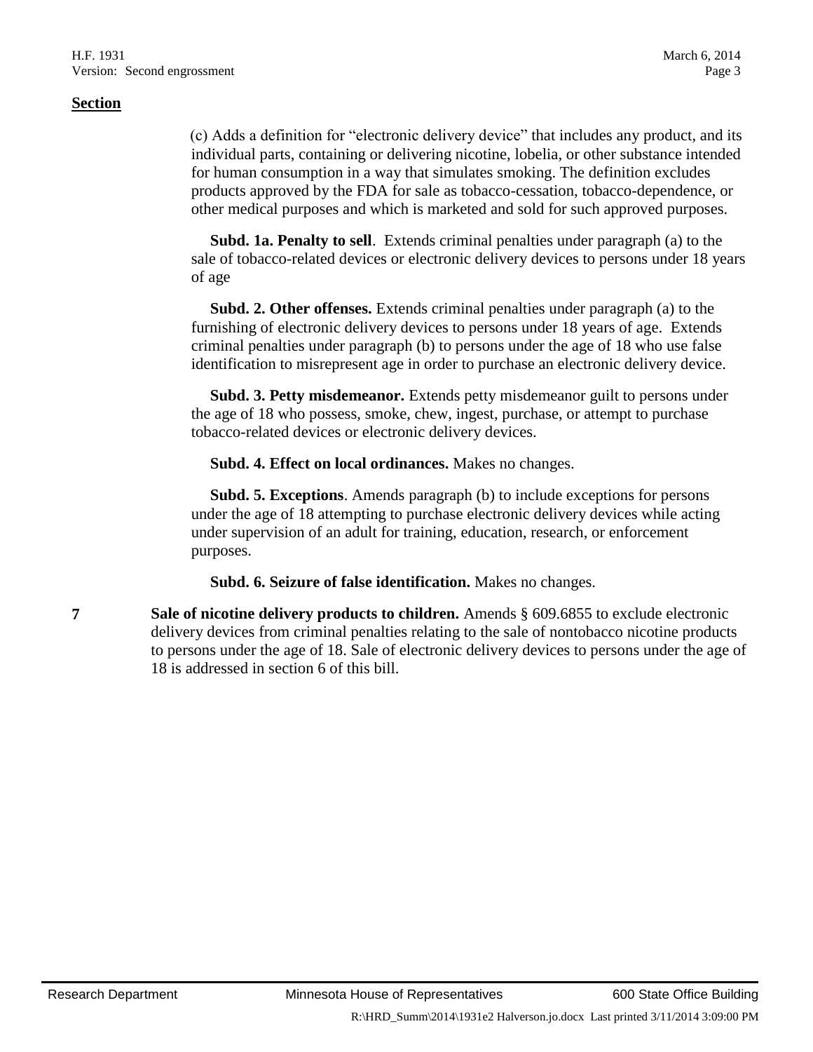**Section**

(c) Adds a definition for "electronic delivery device" that includes any product, and its individual parts, containing or delivering nicotine, lobelia, or other substance intended for human consumption in a way that simulates smoking. The definition excludes products approved by the FDA for sale as tobacco-cessation, tobacco-dependence, or other medical purposes and which is marketed and sold for such approved purposes.

**Subd. 1a. Penalty to sell**. Extends criminal penalties under paragraph (a) to the sale of tobacco-related devices or electronic delivery devices to persons under 18 years of age

**Subd. 2. Other offenses.** Extends criminal penalties under paragraph (a) to the furnishing of electronic delivery devices to persons under 18 years of age. Extends criminal penalties under paragraph (b) to persons under the age of 18 who use false identification to misrepresent age in order to purchase an electronic delivery device.

**Subd. 3. Petty misdemeanor.** Extends petty misdemeanor guilt to persons under the age of 18 who possess, smoke, chew, ingest, purchase, or attempt to purchase tobacco-related devices or electronic delivery devices.

**Subd. 4. Effect on local ordinances.** Makes no changes.

**Subd. 5. Exceptions**. Amends paragraph (b) to include exceptions for persons under the age of 18 attempting to purchase electronic delivery devices while acting under supervision of an adult for training, education, research, or enforcement purposes.

**Subd. 6. Seizure of false identification.** Makes no changes.

**7** **Sale of nicotine delivery products to children.** Amends § 609.6855 to exclude electronic delivery devices from criminal penalties relating to the sale of nontobacco nicotine products to persons under the age of 18. Sale of electronic delivery devices to persons under the age of 18 is addressed in section 6 of this bill.